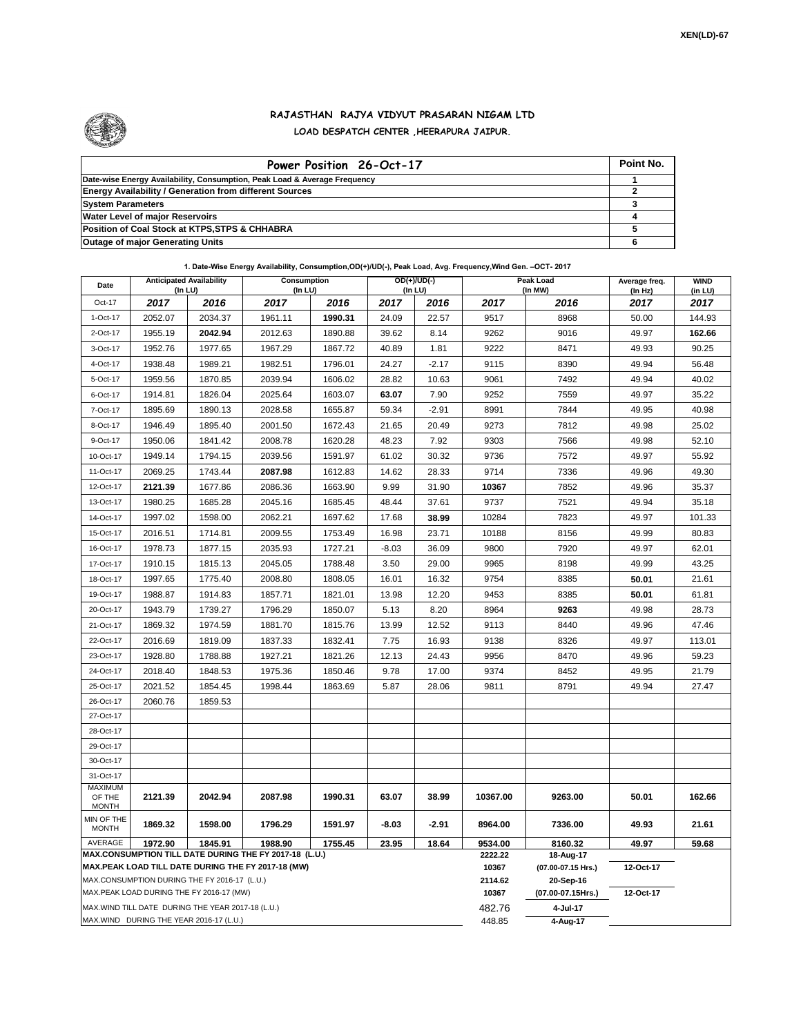XEN(LD)-67

# RAJASTHAN RAJYA VIDYUT PRASARAN NIGAM LTD

## LOAD DESPATCH CENTER ,HEERAPURA JAIPUR.

| Power Position 26-Oct-17 | Point No. |
|---|---|
| Date-wise Energy Availability, Consumption, Peak Load & Average Frequency | 1 |
| Energy Availability / Generation from different Sources | 2 |
| System Parameters | 3 |
| Water Level of major Reservoirs | 4 |
| Position of Coal Stock at KTPS,STPS & CHHABRA | 5 |
| Outage of major Generating Units | 6 |

**1. Date-Wise Energy Availability, Consumption,OD(+)/UD(-), Peak Load, Avg. Frequency,Wind Gen. –OCT- 2017**

| Date | Anticipated Availability (In LU) | | Consumption (In LU) | | OD(+)/UD(-) (In LU) | | Peak Load (In MW) | | Average freq. (In Hz) | WIND (in LU) |
|---|---|---|---|---|---|---|---|---|---|---|
| Oct-17 | 2017 | 2016 | 2017 | 2016 | 2017 | 2016 | 2017 | 2016 | 2017 | 2017 |
| 1-Oct-17 | 2052.07 | 2034.37 | 1961.11 | **1990.31** | 24.09 | 22.57 | 9517 | 8968 | 50.00 | 144.93 |
| 2-Oct-17 | 1955.19 | **2042.94** | 2012.63 | 1890.88 | 39.62 | 8.14 | 9262 | 9016 | 49.97 | **162.66** |
| 3-Oct-17 | 1952.76 | 1977.65 | 1967.29 | 1867.72 | 40.89 | 1.81 | 9222 | 8471 | 49.93 | 90.25 |
| 4-Oct-17 | 1938.48 | 1989.21 | 1982.51 | 1796.01 | 24.27 | -2.17 | 9115 | 8390 | 49.94 | 56.48 |
| 5-Oct-17 | 1959.56 | 1870.85 | 2039.94 | 1606.02 | 28.82 | 10.63 | 9061 | 7492 | 49.94 | 40.02 |
| 6-Oct-17 | 1914.81 | 1826.04 | 2025.64 | 1603.07 | **63.07** | 7.90 | 9252 | 7559 | 49.97 | 35.22 |
| 7-Oct-17 | 1895.69 | 1890.13 | 2028.58 | 1655.87 | 59.34 | -2.91 | 8991 | 7844 | 49.95 | 40.98 |
| 8-Oct-17 | 1946.49 | 1895.40 | 2001.50 | 1672.43 | 21.65 | 20.49 | 9273 | 7812 | 49.98 | 25.02 |
| 9-Oct-17 | 1950.06 | 1841.42 | 2008.78 | 1620.28 | 48.23 | 7.92 | 9303 | 7566 | 49.98 | 52.10 |
| 10-Oct-17 | 1949.14 | 1794.15 | 2039.56 | 1591.97 | 61.02 | 30.32 | 9736 | 7572 | 49.97 | 55.92 |
| 11-Oct-17 | 2069.25 | 1743.44 | **2087.98** | 1612.83 | 14.62 | 28.33 | 9714 | 7336 | 49.96 | 49.30 |
| 12-Oct-17 | **2121.39** | 1677.86 | 2086.36 | 1663.90 | 9.99 | 31.90 | **10367** | 7852 | 49.96 | 35.37 |
| 13-Oct-17 | 1980.25 | 1685.28 | 2045.16 | 1685.45 | 48.44 | 37.61 | 9737 | 7521 | 49.94 | 35.18 |
| 14-Oct-17 | 1997.02 | 1598.00 | 2062.21 | 1697.62 | 17.68 | **38.99** | 10284 | 7823 | 49.97 | 101.33 |
| 15-Oct-17 | 2016.51 | 1714.81 | 2009.55 | 1753.49 | 16.98 | 23.71 | 10188 | 8156 | 49.99 | 80.83 |
| 16-Oct-17 | 1978.73 | 1877.15 | 2035.93 | 1727.21 | -8.03 | 36.09 | 9800 | 7920 | 49.97 | 62.01 |
| 17-Oct-17 | 1910.15 | 1815.13 | 2045.05 | 1788.48 | 3.50 | 29.00 | 9965 | 8198 | 49.99 | 43.25 |
| 18-Oct-17 | 1997.65 | 1775.40 | 2008.80 | 1808.05 | 16.01 | 16.32 | 9754 | 8385 | **50.01** | 21.61 |
| 19-Oct-17 | 1988.87 | 1914.83 | 1857.71 | 1821.01 | 13.98 | 12.20 | 9453 | 8385 | **50.01** | 61.81 |
| 20-Oct-17 | 1943.79 | 1739.27 | 1796.29 | 1850.07 | 5.13 | 8.20 | 8964 | **9263** | 49.98 | 28.73 |
| 21-Oct-17 | 1869.32 | 1974.59 | 1881.70 | 1815.76 | 13.99 | 12.52 | 9113 | 8440 | 49.96 | 47.46 |
| 22-Oct-17 | 2016.69 | 1819.09 | 1837.33 | 1832.41 | 7.75 | 16.93 | 9138 | 8326 | 49.97 | 113.01 |
| 23-Oct-17 | 1928.80 | 1788.88 | 1927.21 | 1821.26 | 12.13 | 24.43 | 9956 | 8470 | 49.96 | 59.23 |
| 24-Oct-17 | 2018.40 | 1848.53 | 1975.36 | 1850.46 | 9.78 | 17.00 | 9374 | 8452 | 49.95 | 21.79 |
| 25-Oct-17 | 2021.52 | 1854.45 | 1998.44 | 1863.69 | 5.87 | 28.06 | 9811 | 8791 | 49.94 | 27.47 |
| 26-Oct-17 | 2060.76 | 1859.53 | | | | | | | | |
| 27-Oct-17 | | | | | | | | | | |
| 28-Oct-17 | | | | | | | | | | |
| 29-Oct-17 | | | | | | | | | | |
| 30-Oct-17 | | | | | | | | | | |
| 31-Oct-17 | | | | | | | | | | |
| MAXIMUM OF THE MONTH | 2121.39 | 2042.94 | 2087.98 | 1990.31 | 63.07 | 38.99 | 10367.00 | 9263.00 | 50.01 | 162.66 |
| MIN OF THE MONTH | 1869.32 | 1598.00 | 1796.29 | 1591.97 | -8.03 | -2.91 | 8964.00 | 7336.00 | 49.93 | 21.61 |
| AVERAGE | 1972.90 | 1845.91 | 1988.90 | 1755.45 | 23.95 | 18.64 | 9534.00 | 8160.32 | 49.97 | 59.68 |
| MAX.CONSUMPTION TILL DATE DURING THE FY 2017-18 (L.U.) | | | | | | | 2222.22 | 18-Aug-17 | | |
| MAX.PEAK LOAD TILL DATE DURING THE FY 2017-18 (MW) | | | | | | | 10367 | (07.00-07.15 Hrs.) | 12-Oct-17 | |
| MAX.CONSUMPTION DURING THE FY 2016-17 (L.U.) | | | | | | | 2114.62 | 20-Sep-16 | | |
| MAX.PEAK LOAD DURING THE FY 2016-17 (MW) | | | | | | | 10367 | (07.00-07.15Hrs.) | 12-Oct-17 | |
| MAX.WIND TILL DATE DURING THE YEAR 2017-18 (L.U.) | | | | | | | 482.76 | 4-Jul-17 | | |
| MAX.WIND DURING THE YEAR 2016-17 (L.U.) | | | | | | | 448.85 | 4-Aug-17 | | |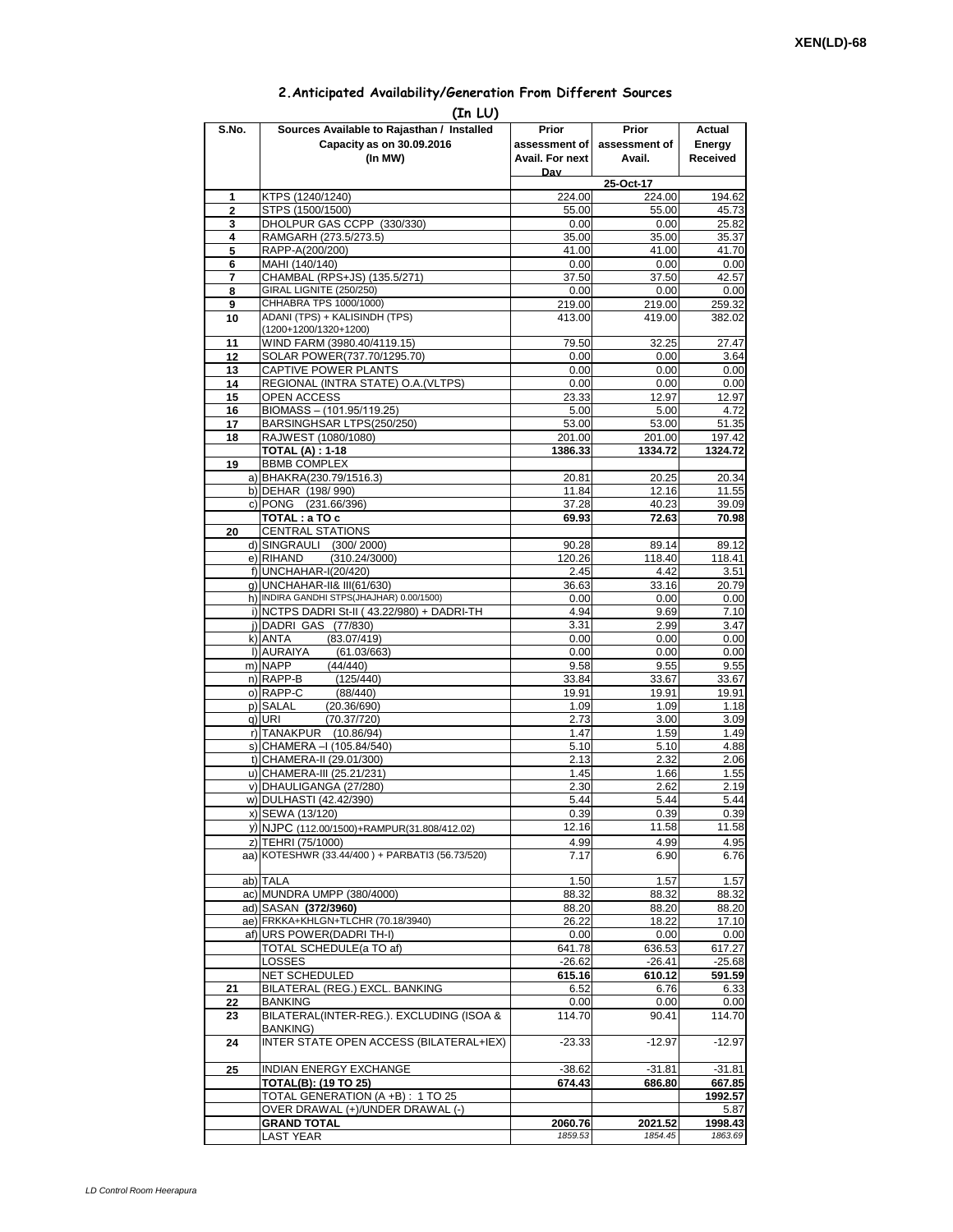XEN(LD)-68

## 2.Anticipated Availability/Generation From Different Sources

**(In LU)**

| S.No. | Sources Available to Rajasthan / Installed Capacity as on 30.09.2016 (In MW) | Prior assessment of Avail. For next Day | Prior assessment of Avail. | Actual Energy Received |
|---|---|---|---|---|
| | | | 25-Oct-17 | |
| 1 | KTPS (1240/1240) | 224.00 | 224.00 | 194.62 |
| 2 | STPS (1500/1500) | 55.00 | 55.00 | 45.73 |
| 3 | DHOLPUR GAS CCPP (330/330) | 0.00 | 0.00 | 25.82 |
| 4 | RAMGARH (273.5/273.5) | 35.00 | 35.00 | 35.37 |
| 5 | RAPP-A(200/200) | 41.00 | 41.00 | 41.70 |
| 6 | MAHI (140/140) | 0.00 | 0.00 | 0.00 |
| 7 | CHAMBAL (RPS+JS) (135.5/271) | 37.50 | 37.50 | 42.57 |
| 8 | GIRAL LIGNITE (250/250) | 0.00 | 0.00 | 0.00 |
| 9 | CHHABRA TPS 1000/1000) | 219.00 | 219.00 | 259.32 |
| 10 | ADANI (TPS) + KALISINDH (TPS) (1200+1200/1320+1200) | 413.00 | 419.00 | 382.02 |
| 11 | WIND FARM (3980.40/4119.15) | 79.50 | 32.25 | 27.47 |
| 12 | SOLAR POWER(737.70/1295.70) | 0.00 | 0.00 | 3.64 |
| 13 | CAPTIVE POWER PLANTS | 0.00 | 0.00 | 0.00 |
| 14 | REGIONAL (INTRA STATE) O.A.(VLTPS) | 0.00 | 0.00 | 0.00 |
| 15 | OPEN ACCESS | 23.33 | 12.97 | 12.97 |
| 16 | BIOMASS – (101.95/119.25) | 5.00 | 5.00 | 4.72 |
| 17 | BARSINGHSAR LTPS(250/250) | 53.00 | 53.00 | 51.35 |
| 18 | RAJWEST (1080/1080) | 201.00 | 201.00 | 197.42 |
| | **TOTAL (A) : 1-18** | **1386.33** | **1334.72** | **1324.72** |
| 19 | BBMB COMPLEX | | | |
| | a) BHAKRA(230.79/1516.3) | 20.81 | 20.25 | 20.34 |
| | b) DEHAR (198/ 990) | 11.84 | 12.16 | 11.55 |
| | c) PONG (231.66/396) | 37.28 | 40.23 | 39.09 |
| | **TOTAL : a TO c** | **69.93** | **72.63** | **70.98** |
| 20 | CENTRAL STATIONS | | | |
| | d) SINGRAULI (300/ 2000) | 90.28 | 89.14 | 89.12 |
| | e) RIHAND (310.24/3000) | 120.26 | 118.40 | 118.41 |
| | f) UNCHAHAR-I(20/420) | 2.45 | 4.42 | 3.51 |
| | g) UNCHAHAR-II& III(61/630) | 36.63 | 33.16 | 20.79 |
| | h) INDIRA GANDHI STPS(JHAJHAR) 0.00/1500) | 0.00 | 0.00 | 0.00 |
| | i) NCTPS DADRI St-II ( 43.22/980) + DADRI-TH | 4.94 | 9.69 | 7.10 |
| | j) DADRI GAS (77/830) | 3.31 | 2.99 | 3.47 |
| | k) ANTA (83.07/419) | 0.00 | 0.00 | 0.00 |
| | l) AURAIYA (61.03/663) | 0.00 | 0.00 | 0.00 |
| | m) NAPP (44/440) | 9.58 | 9.55 | 9.55 |
| | n) RAPP-B (125/440) | 33.84 | 33.67 | 33.67 |
| | o) RAPP-C (88/440) | 19.91 | 19.91 | 19.91 |
| | p) SALAL (20.36/690) | 1.09 | 1.09 | 1.18 |
| | q) URI (70.37/720) | 2.73 | 3.00 | 3.09 |
| | r) TANAKPUR (10.86/94) | 1.47 | 1.59 | 1.49 |
| | s) CHAMERA –I (105.84/540) | 5.10 | 5.10 | 4.88 |
| | t) CHAMERA-II (29.01/300) | 2.13 | 2.32 | 2.06 |
| | u) CHAMERA-III (25.21/231) | 1.45 | 1.66 | 1.55 |
| | v) DHAULIGANGA (27/280) | 2.30 | 2.62 | 2.19 |
| | w) DULHASTI (42.42/390) | 5.44 | 5.44 | 5.44 |
| | x) SEWA (13/120) | 0.39 | 0.39 | 0.39 |
| | y) NJPC (112.00/1500)+RAMPUR(31.808/412.02) | 12.16 | 11.58 | 11.58 |
| | z) TEHRI (75/1000) | 4.99 | 4.99 | 4.95 |
| | aa) KOTESHWR (33.44/400 ) + PARBATI3 (56.73/520) | 7.17 | 6.90 | 6.76 |
| | ab) TALA | 1.50 | 1.57 | 1.57 |
| | ac) MUNDRA UMPP (380/4000) | 88.32 | 88.32 | 88.32 |
| | ad) SASAN **(372/3960)** | 88.20 | 88.20 | 88.20 |
| | ae) FRKKA+KHLGN+TLCHR (70.18/3940) | 26.22 | 18.22 | 17.10 |
| | af) URS POWER(DADRI TH-I) | 0.00 | 0.00 | 0.00 |
| | TOTAL SCHEDULE(a TO af) | 641.78 | 636.53 | 617.27 |
| | LOSSES | -26.62 | -26.41 | -25.68 |
| | **NET SCHEDULED** | **615.16** | **610.12** | **591.59** |
| 21 | BILATERAL (REG.) EXCL. BANKING | 6.52 | 6.76 | 6.33 |
| 22 | BANKING | 0.00 | 0.00 | 0.00 |
| 23 | BILATERAL(INTER-REG.). EXCLUDING (ISOA & BANKING) | 114.70 | 90.41 | 114.70 |
| 24 | INTER STATE OPEN ACCESS (BILATERAL+IEX) | -23.33 | -12.97 | -12.97 |
| 25 | INDIAN ENERGY EXCHANGE | -38.62 | -31.81 | -31.81 |
| | **TOTAL(B): (19 TO 25)** | **674.43** | **686.80** | **667.85** |
| | TOTAL GENERATION (A +B) : 1 TO 25 | | | **1992.57** |
| | OVER DRAWAL (+)/UNDER DRAWAL (-) | | | 5.87 |
| | **GRAND TOTAL** | **2060.76** | **2021.52** | **1998.43** |
| | LAST YEAR | *1859.53* | *1854.45* | *1863.69* |

*LD Control Room Heerapura*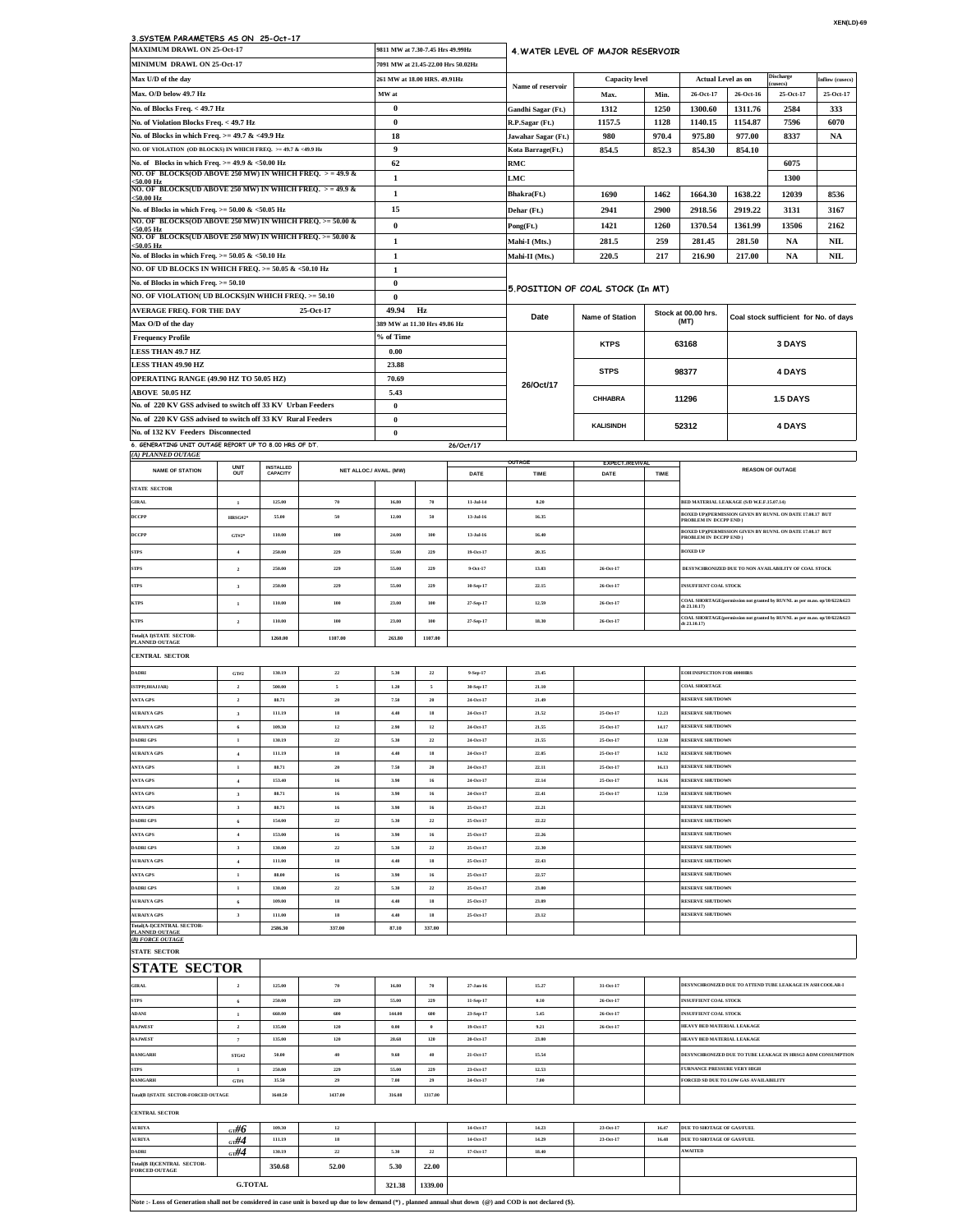XEN(LD)-69

## 3.SYSTEM PARAMETERS AS ON 25-Oct-17

| | |
|---|---|
| MAXIMUM DRAWL ON 25-Oct-17 | 9811 MW at 7.30-7.45 Hrs 49.99Hz |
| MINIMUM DRAWL ON 25-Oct-17 | 7091 MW at 21.45-22.00 Hrs 50.02Hz |
| Max U/D of the day | 261 MW at 18.00 HRS. 49.91Hz |
| Max. O/D below 49.7 Hz | MW at |
| No. of Blocks Freq. < 49.7 Hz | 0 |
| No. of Violation Blocks Freq. < 49.7 Hz | 0 |
| No. of Blocks in which Freq. >= 49.7 & <49.9 Hz | 18 |
| NO. OF VIOLATION (OD BLOCKS) IN WHICH FREQ. >= 49.7 & <49.9 Hz | 9 |
| No. of Blocks in which Freq. >= 49.9 & <50.00 Hz | 62 |
| NO. OF BLOCKS(OD ABOVE 250 MW) IN WHICH FREQ. > = 49.9 & <50.00 Hz | 1 |
| NO. OF BLOCKS(UD ABOVE 250 MW) IN WHICH FREQ. > = 49.9 & <50.00 Hz | 1 |
| No. of Blocks in which Freq. >= 50.00 & <50.05 Hz | 15 |
| NO. OF BLOCKS(OD ABOVE 250 MW) IN WHICH FREQ. >= 50.00 & <50.05 Hz | 0 |
| NO. OF BLOCKS(UD ABOVE 250 MW) IN WHICH FREQ. >= 50.00 & <50.05 Hz | 1 |
| No. of Blocks in which Freq. >= 50.05 & <50.10 Hz | 1 |
| NO. OF UD BLOCKS IN WHICH FREQ. >= 50.05 & <50.10 Hz | 1 |
| No. of Blocks in which Freq. >= 50.10 | 0 |
| NO. OF VIOLATION( UD BLOCKS)IN WHICH FREQ. >= 50.10 | 0 |
| AVERAGE FREQ. FOR THE DAY 25-Oct-17 | 49.94 Hz |
| Max O/D of the day | 389 MW at 11.30 Hrs 49.86 Hz |
| Frequency Profile | % of Time |
| LESS THAN 49.7 HZ | 0.00 |
| LESS THAN 49.90 HZ | 23.88 |
| OPERATING RANGE (49.90 HZ TO 50.05 HZ) | 70.69 |
| ABOVE 50.05 HZ | 5.43 |
| No. of 220 KV GSS advised to switch off 33 KV Urban Feeders | 0 |
| No. of 220 KV GSS advised to switch off 33 KV Rural Feeders | 0 |
| No. of 132 KV Feeders Disconnected | 0 |

## 4.WATER LEVEL OF MAJOR RESERVOIR

| Name of reservoir | Capacity level | | Actual Level as on | | Discharge (cusecs) | Inflow (cusecs) |
|---|---|---|---|---|---|---|
| | Max. | Min. | 26-Oct-17 | 26-Oct-16 | 25-Oct-17 | 25-Oct-17 |
| Gandhi Sagar (Ft.) | 1312 | 1250 | 1300.60 | 1311.76 | 2584 | 333 |
| R.P.Sagar (Ft.) | 1157.5 | 1128 | 1140.15 | 1154.87 | 7596 | 6070 |
| Jawahar Sagar (Ft.) | 980 | 970.4 | 975.80 | 977.00 | 8337 | NA |
| Kota Barrage(Ft.) | 854.5 | 852.3 | 854.30 | 854.10 | | |
| RMC | | | | | 6075 | |
| LMC | | | | | 1300 | |
| Bhakra(Ft.) | 1690 | 1462 | 1664.30 | 1638.22 | 12039 | 8536 |
| Dehar (Ft.) | 2941 | 2900 | 2918.56 | 2919.22 | 3131 | 3167 |
| Pong(Ft.) | 1421 | 1260 | 1370.54 | 1361.99 | 13506 | 2162 |
| Mahi-I (Mts.) | 281.5 | 259 | 281.45 | 281.50 | NA | NIL |
| Mahi-II (Mts.) | 220.5 | 217 | 216.90 | 217.00 | NA | NIL |

## 5.POSITION OF COAL STOCK (In MT)

| Date | Name of Station | Stock at 00.00 hrs. (MT) | Coal stock sufficient for No. of days |
|---|---|---|---|
| 26/Oct/17 | KTPS | 63168 | 3 DAYS |
| | STPS | 98377 | 4 DAYS |
| | CHHABRA | 11296 | 1.5 DAYS |
| | KALISINDH | 52312 | 4 DAYS |

## 6. GENERATING UNIT OUTAGE REPORT UP TO 8.00 HRS OF DT. 26/Oct/17

| NAME OF STATION | UNIT OUT | INSTALLED CAPACITY | NET ALLOC./ AVAIL. (MW) | | | OUTAGE DATE | OUTAGE TIME | EXPECT./REVIVAL DATE | EXPECT./REVIVAL TIME | REASON OF OUTAGE |
|---|---|---|---|---|---|---|---|---|---|---|
| **(A) PLANNED OUTAGE** | | | | | | | | | | |
| **STATE SECTOR** | | | | | | | | | | |
| GIRAL | 1 | 125.00 | 70 | 16.80 | 70 | 11-Jul-14 | 8.20 | | | BED MATERIAL LEAKAGE (S/D W.E.F.15.07.14) |
| DCCPP | HRSG#2* | 55.00 | 50 | 12.00 | 50 | 13-Jul-16 | 16.35 | | | BOXED UP(PERMISSION GIVEN BY RUVNL ON DATE 17.08.17 BUT PROBLEM IN DCCPP END) |
| DCCPP | GT#2* | 110.00 | 100 | 24.00 | 100 | 13-Jul-16 | 16.40 | | | BOXED UP(PERMISSION GIVEN BY RUVNL ON DATE 17.08.17 BUT PROBLEM IN DCCPP END) |
| STPS | 4 | 250.00 | 229 | 55.00 | 229 | 19-Oct-17 | 20.35 | | | BOXED UP |
| STPS | 2 | 250.00 | 229 | 55.00 | 229 | 9-Oct-17 | 13.03 | 26-Oct-17 | | DESYNCHRONIZED DUE TO NON AVAILABILITY OF COAL STOCK |
| STPS | 3 | 250.00 | 229 | 55.00 | 229 | 10-Sep-17 | 22.15 | 26-Oct-17 | | INSUFFIENT COAL STOCK |
| KTPS | 1 | 110.00 | 100 | 23.00 | 100 | 27-Sep-17 | 12.59 | 26-Oct-17 | | COAL SHORTAGE(permission not granted by RUVNL as per m.no. sp/10/622&623 dt 23.10.17) |
| KTPS | 2 | 110.00 | 100 | 23.00 | 100 | 27-Sep-17 | 18.30 | 26-Oct-17 | | COAL SHORTAGE(permission not granted by RUVNL as per m.no. sp/10/622&623 dt 23.10.17) |
| Total(A I)STATE SECTOR-PLANNED OUTAGE | | 1260.00 | 1107.00 | 263.80 | 1107.00 | | | | | |
| **CENTRAL SECTOR** | | | | | | | | | | |
| DADRI | GT#2 | 130.19 | 22 | 5.30 | 22 | 9-Sep-17 | 23.45 | | | EOH INSPECTION FOR 4000HRS |
| ISTPP(JHAJJAR) | 2 | 500.00 | 5 | 1.20 | 5 | 30-Sep-17 | 21.10 | | | COAL SHORTAGE |
| ANTA GPS | 2 | 88.71 | 20 | 7.50 | 20 | 24-Oct-17 | 21.49 | | | RESERVE SHUTDOWN |
| AURAIYA GPS | 3 | 111.19 | 18 | 4.40 | 18 | 24-Oct-17 | 21.52 | 25-Oct-17 | 12.23 | RESERVE SHUTDOWN |
| AURAIYA GPS | 6 | 109.30 | 12 | 2.90 | 12 | 24-Oct-17 | 21.55 | 25-Oct-17 | 14.17 | RESERVE SHUTDOWN |
| DADRI GPS | 1 | 130.19 | 22 | 5.30 | 22 | 24-Oct-17 | 21.55 | 25-Oct-17 | 12.30 | RESERVE SHUTDOWN |
| AURAIYA GPS | 4 | 111.19 | 18 | 4.40 | 18 | 24-Oct-17 | 22.05 | 25-Oct-17 | 14.32 | RESERVE SHUTDOWN |
| ANTA GPS | 1 | 88.71 | 20 | 7.50 | 20 | 24-Oct-17 | 22.11 | 25-Oct-17 | 16.13 | RESERVE SHUTDOWN |
| ANTA GPS | 4 | 153.40 | 16 | 3.90 | 16 | 24-Oct-17 | 22.14 | 25-Oct-17 | 16.16 | RESERVE SHUTDOWN |
| ANTA GPS | 3 | 88.71 | 16 | 3.90 | 16 | 24-Oct-17 | 22.41 | 25-Oct-17 | 12.50 | RESERVE SHUTDOWN |
| ANTA GPS | 3 | 88.71 | 16 | 3.90 | 16 | 25-Oct-17 | 22.21 | | | RESERVE SHUTDOWN |
| DADRI GPS | 6 | 154.00 | 22 | 5.30 | 22 | 25-Oct-17 | 22.22 | | | RESERVE SHUTDOWN |
| ANTA GPS | 4 | 153.00 | 16 | 3.90 | 16 | 25-Oct-17 | 22.26 | | | RESERVE SHUTDOWN |
| DADRI GPS | 3 | 130.00 | 22 | 5.30 | 22 | 25-Oct-17 | 22.30 | | | RESERVE SHUTDOWN |
| AURAIYA GPS | 4 | 111.00 | 18 | 4.40 | 18 | 25-Oct-17 | 22.43 | | | RESERVE SHUTDOWN |
| ANTA GPS | 1 | 88.00 | 16 | 3.90 | 16 | 25-Oct-17 | 22.57 | | | RESERVE SHUTDOWN |
| DADRI GPS | 1 | 130.00 | 22 | 5.30 | 22 | 25-Oct-17 | 23.00 | | | RESERVE SHUTDOWN |
| AURAIYA GPS | 6 | 109.00 | 18 | 4.40 | 18 | 25-Oct-17 | 23.09 | | | RESERVE SHUTDOWN |
| AURAIYA GPS | 3 | 111.00 | 18 | 4.40 | 18 | 25-Oct-17 | 23.12 | | | RESERVE SHUTDOWN |
| Total(A-I)CENTRAL SECTOR-PLANNED OUTAGE | | 2586.30 | 337.00 | 87.10 | 337.00 | | | | | |
| **(B) FORCE OUTAGE** | | | | | | | | | | |
| **STATE SECTOR** | | | | | | | | | | |
| GIRAL | 2 | 125.00 | 70 | 16.80 | 70 | 27-Jan-16 | 15.27 | 31-Oct-17 | | DESYNCHRONIZED DUE TO ATTEND TUBE LEAKAGE IN ASH COOLAR-I |
| STPS | 6 | 250.00 | 229 | 55.00 | 229 | 11-Sep-17 | 0.10 | 26-Oct-17 | | INSUFFIENT COAL STOCK |
| ADANI | 1 | 660.00 | 600 | 144.00 | 600 | 23-Sep-17 | 5.45 | 26-Oct-17 | | INSUFFIENT COAL STOCK |
| RAJWEST | 2 | 135.00 | 120 | 0.00 | 0 | 19-Oct-17 | 9.21 | 26-Oct-17 | | HEAVY BED MATERIAL LEAKAGE |
| RAJWEST | 7 | 135.00 | 120 | 28.60 | 120 | 20-Oct-17 | 23.00 | | | HEAVY BED MATERIAL LEAKAGE |
| RAMGARH | STG#2 | 50.00 | 40 | 9.60 | 40 | 21-Oct-17 | 15.54 | | | DESYNCHRONIZED DUE TO TUBE LEAKAGE IN HRSG3 &DM CONSUMPTION |
| STPS | 1 | 250.00 | 229 | 55.00 | 229 | 23-Oct-17 | 12.53 | | | FURNANCE PRESSURE VERY HIGH |
| RAMGARH | GT#1 | 35.50 | 29 | 7.00 | 29 | 24-Oct-17 | 7.00 | | | FORCED SD DUE TO LOW GAS AVAILABILITY |
| Total(B I)STATE SECTOR-FORCED OUTAGE | | 1640.50 | 1437.00 | 316.00 | 1317.00 | | | | | |
| **CENTRAL SECTOR** | | | | | | | | | | |
| AURIYA | GT#6 | 109.30 | 12 | | | 14-Oct-17 | 14.23 | 23-Oct-17 | 16.47 | DUE TO SHOTAGE OF GAS/FUEL |
| AURIYA | GT#4 | 111.19 | 18 | | | 14-Oct-17 | 14.29 | 23-Oct-17 | 16.48 | DUE TO SHOTAGE OF GAS/FUEL |
| DADRI | GT#4 | 130.19 | 22 | 5.30 | 22 | 17-Oct-17 | 18.40 | | | AWAITED |
| Total(B II)CENTRAL SECTOR-FORCED OUTAGE | | 350.68 | 52.00 | 5.30 | 22.00 | | | | | |
| G.TOTAL | | | | 321.38 | 1339.00 | | | | | |

Note :- Loss of Generation shall not be considered in case unit is boxed up due to low demand (*) , planned annual shut down (@) and COD is not declared ($).